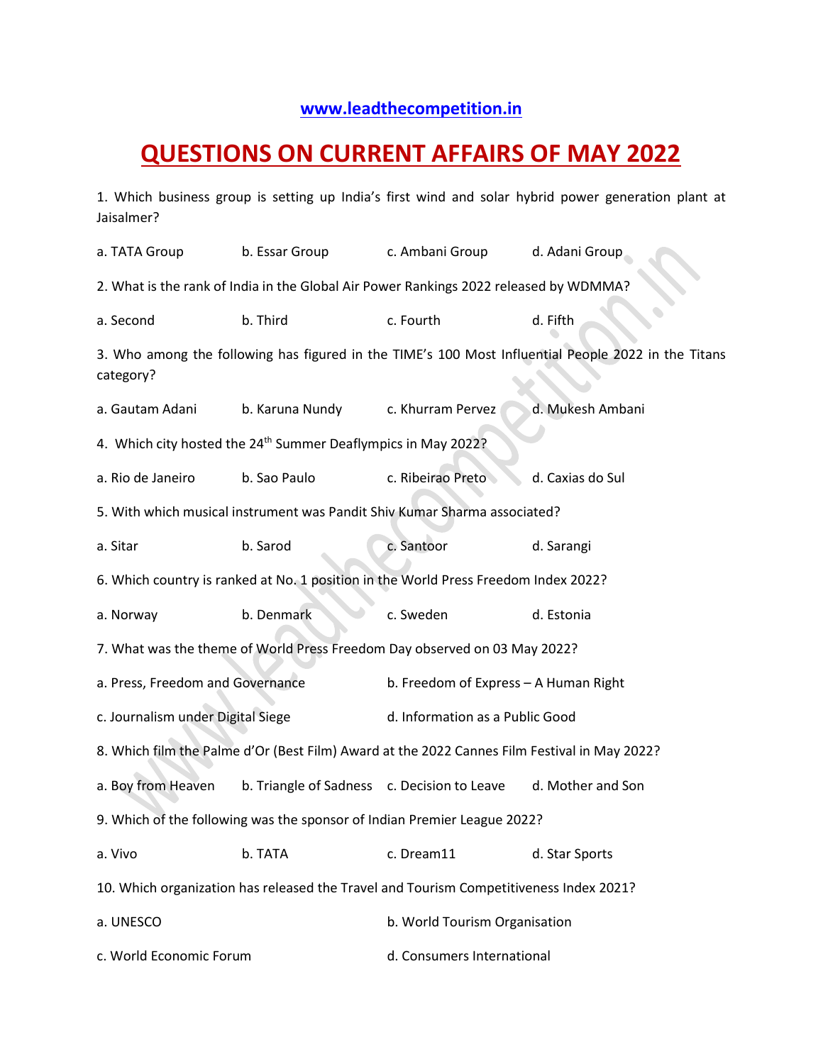www.leadthecompetition.in

# QUESTIONS ON CURRENT AFFAIRS OF MAY 2022

1. Which business group is setting up India's first wind and solar hybrid power generation plant at Jaisalmer?

a. TATA Group b. Essar Group c. Ambani Group d. Adani Group

2. What is the rank of India in the Global Air Power Rankings 2022 released by WDMMA?

a. Second b. Third c. Fourth d. Fifth

3. Who among the following has figured in the TIME's 100 Most Influential People 2022 in the Titans category?

a. Gautam Adani b. Karuna Nundy c. Khurram Pervez d. Mukesh Ambani

4. Which city hosted the 24th Summer Deaflympics in May 2022?

a. Rio de Janeiro b. Sao Paulo c. Ribeirao Preto d. Caxias do Sul

5. With which musical instrument was Pandit Shiv Kumar Sharma associated?

a. Sitar b. Sarod c. Santoor d. Sarangi

6. Which country is ranked at No. 1 position in the World Press Freedom Index 2022?

a. Norway b. Denmark c. Sweden d. Estonia

7. What was the theme of World Press Freedom Day observed on 03 May 2022?

a. Press, Freedom and Governance b. Freedom of Express – A Human Right

c. Journalism under Digital Siege d. Information as a Public Good

8. Which film the Palme d'Or (Best Film) Award at the 2022 Cannes Film Festival in May 2022?

a. Boy from Heaven b. Triangle of Sadness c. Decision to Leave d. Mother and Son

9. Which of the following was the sponsor of Indian Premier League 2022?

a. Vivo b. TATA c. Dream11 d. Star Sports

10. Which organization has released the Travel and Tourism Competitiveness Index 2021?

a. UNESCO b. World Tourism Organisation

c. World Economic Forum d. Consumers International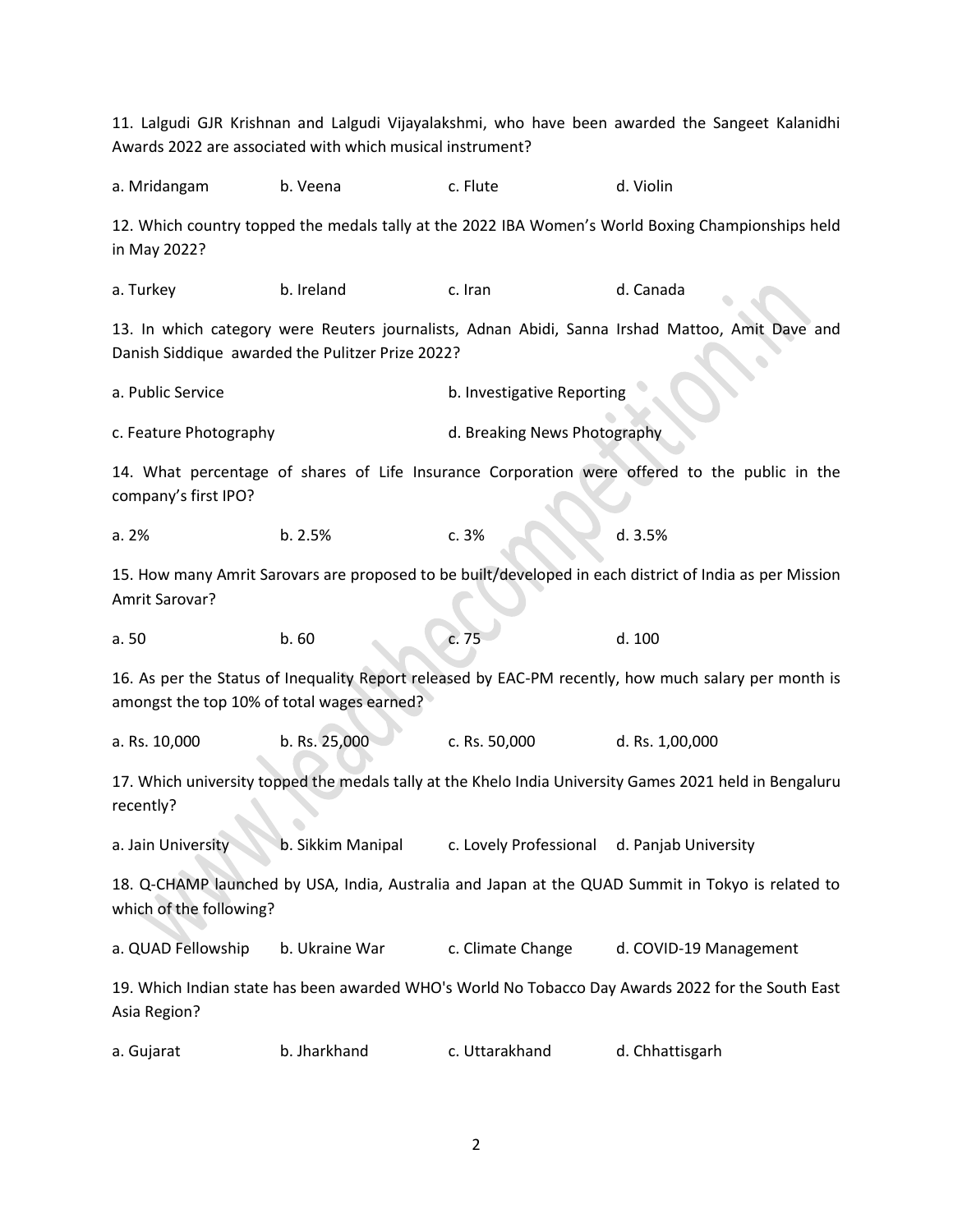11. Lalgudi GJR Krishnan and Lalgudi Vijayalakshmi, who have been awarded the Sangeet Kalanidhi Awards 2022 are associated with which musical instrument?

a. Mridangam b. Veena c. Flute d. Violin

12. Which country topped the medals tally at the 2022 IBA Women's World Boxing Championships held in May 2022?

a. Turkey b. Ireland c. Iran d. Canada

13. In which category were Reuters journalists, Adnan Abidi, Sanna Irshad Mattoo, Amit Dave and Danish Siddique awarded the Pulitzer Prize 2022?

a. Public Service b. Investigative Reporting

c. Feature Photography d. Breaking News Photography

14. What percentage of shares of Life Insurance Corporation were offered to the public in the company's first IPO?

a. 2% b. 2.5% c. 3% d. 3.5%

15. How many Amrit Sarovars are proposed to be built/developed in each district of India as per Mission Amrit Sarovar?

a. 50 b. 60 c. 75 d. 100

16. As per the Status of Inequality Report released by EAC-PM recently, how much salary per month is amongst the top 10% of total wages earned?

a. Rs. 10,000 b. Rs. 25,000 c. Rs. 50,000 d. Rs. 1,00,000

17. Which university topped the medals tally at the Khelo India University Games 2021 held in Bengaluru recently?

a. Jain University b. Sikkim Manipal c. Lovely Professional d. Panjab University

18. Q-CHAMP launched by USA, India, Australia and Japan at the QUAD Summit in Tokyo is related to which of the following?

a. QUAD Fellowship b. Ukraine War c. Climate Change d. COVID-19 Management

19. Which Indian state has been awarded WHO's World No Tobacco Day Awards 2022 for the South East Asia Region?

a. Gujarat b. Jharkhand c. Uttarakhand d. Chhattisgarh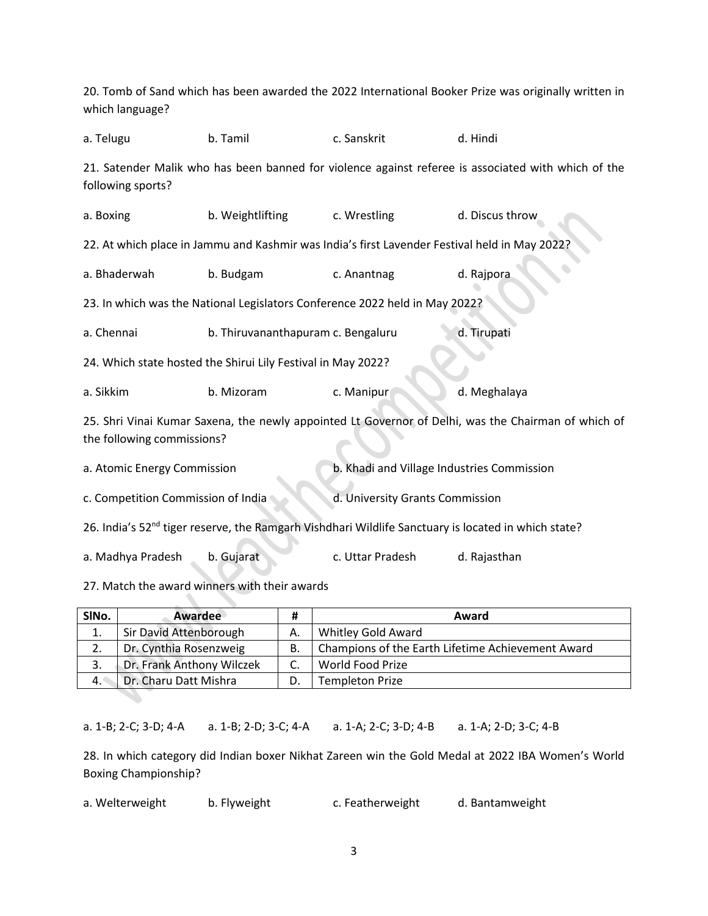20. Tomb of Sand which has been awarded the 2022 International Booker Prize was originally written in which language?

a. Telugu b. Tamil c. Sanskrit d. Hindi

21. Satender Malik who has been banned for violence against referee is associated with which of the following sports?

a. Boxing b. Weightlifting c. Wrestling d. Discus throw

22. At which place in Jammu and Kashmir was India's first Lavender Festival held in May 2022?

a. Bhaderwah b. Budgam c. Anantnag d. Rajpora

23. In which was the National Legislators Conference 2022 held in May 2022?

a. Chennai b. Thiruvananthapuram c. Bengaluru d. Tirupati

24. Which state hosted the Shirui Lily Festival in May 2022?

a. Sikkim b. Mizoram c. Manipur d. Meghalaya

25. Shri Vinai Kumar Saxena, the newly appointed Lt Governor of Delhi, was the Chairman of which of the following commissions?

a. Atomic Energy Commission b. Khadi and Village Industries Commission

c. Competition Commission of India d. University Grants Commission

26. India's 52nd tiger reserve, the Ramgarh Vishdhari Wildlife Sanctuary is located in which state?

a. Madhya Pradesh b. Gujarat c. Uttar Pradesh d. Rajasthan

27. Match the award winners with their awards

| SlNo. | Awardee | # | Award |
|---|---|---|---|
| 1. | Sir David Attenborough | A. | Whitley Gold Award |
| 2. | Dr. Cynthia Rosenzweig | B. | Champions of the Earth Lifetime Achievement Award |
| 3. | Dr. Frank Anthony Wilczek | C. | World Food Prize |
| 4. | Dr. Charu Datt Mishra | D. | Templeton Prize |

a. 1-B; 2-C; 3-D; 4-A a. 1-B; 2-D; 3-C; 4-A a. 1-A; 2-C; 3-D; 4-B a. 1-A; 2-D; 3-C; 4-B

28. In which category did Indian boxer Nikhat Zareen win the Gold Medal at 2022 IBA Women's World Boxing Championship?

a. Welterweight b. Flyweight c. Featherweight d. Bantamweight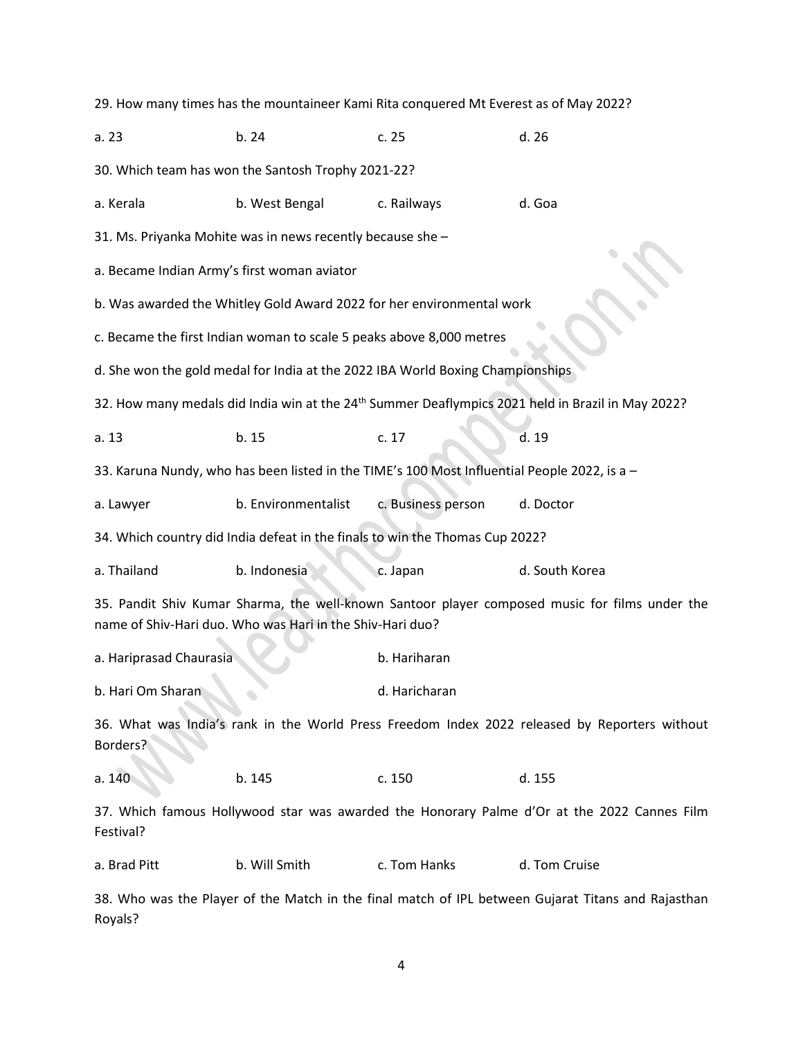29. How many times has the mountaineer Kami Rita conquered Mt Everest as of May 2022?

a. 23　　b. 24　　c. 25　　d. 26

30. Which team has won the Santosh Trophy 2021-22?

a. Kerala　　b. West Bengal　　c. Railways　　d. Goa

31. Ms. Priyanka Mohite was in news recently because she –

a. Became Indian Army's first woman aviator

b. Was awarded the Whitley Gold Award 2022 for her environmental work

c. Became the first Indian woman to scale 5 peaks above 8,000 metres

d. She won the gold medal for India at the 2022 IBA World Boxing Championships

32. How many medals did India win at the 24th Summer Deaflympics 2021 held in Brazil in May 2022?

a. 13　　b. 15　　c. 17　　d. 19

33. Karuna Nundy, who has been listed in the TIME's 100 Most Influential People 2022, is a –

a. Lawyer　　b. Environmentalist　　c. Business person　　d. Doctor

34. Which country did India defeat in the finals to win the Thomas Cup 2022?

a. Thailand　　b. Indonesia　　c. Japan　　d. South Korea

35. Pandit Shiv Kumar Sharma, the well-known Santoor player composed music for films under the name of Shiv-Hari duo. Who was Hari in the Shiv-Hari duo?

a. Hariprasad Chaurasia　　b. Hariharan

b. Hari Om Sharan　　d. Haricharan

36. What was India's rank in the World Press Freedom Index 2022 released by Reporters without Borders?

a. 140　　b. 145　　c. 150　　d. 155

37. Which famous Hollywood star was awarded the Honorary Palme d'Or at the 2022 Cannes Film Festival?

a. Brad Pitt　　b. Will Smith　　c. Tom Hanks　　d. Tom Cruise

38. Who was the Player of the Match in the final match of IPL between Gujarat Titans and Rajasthan Royals?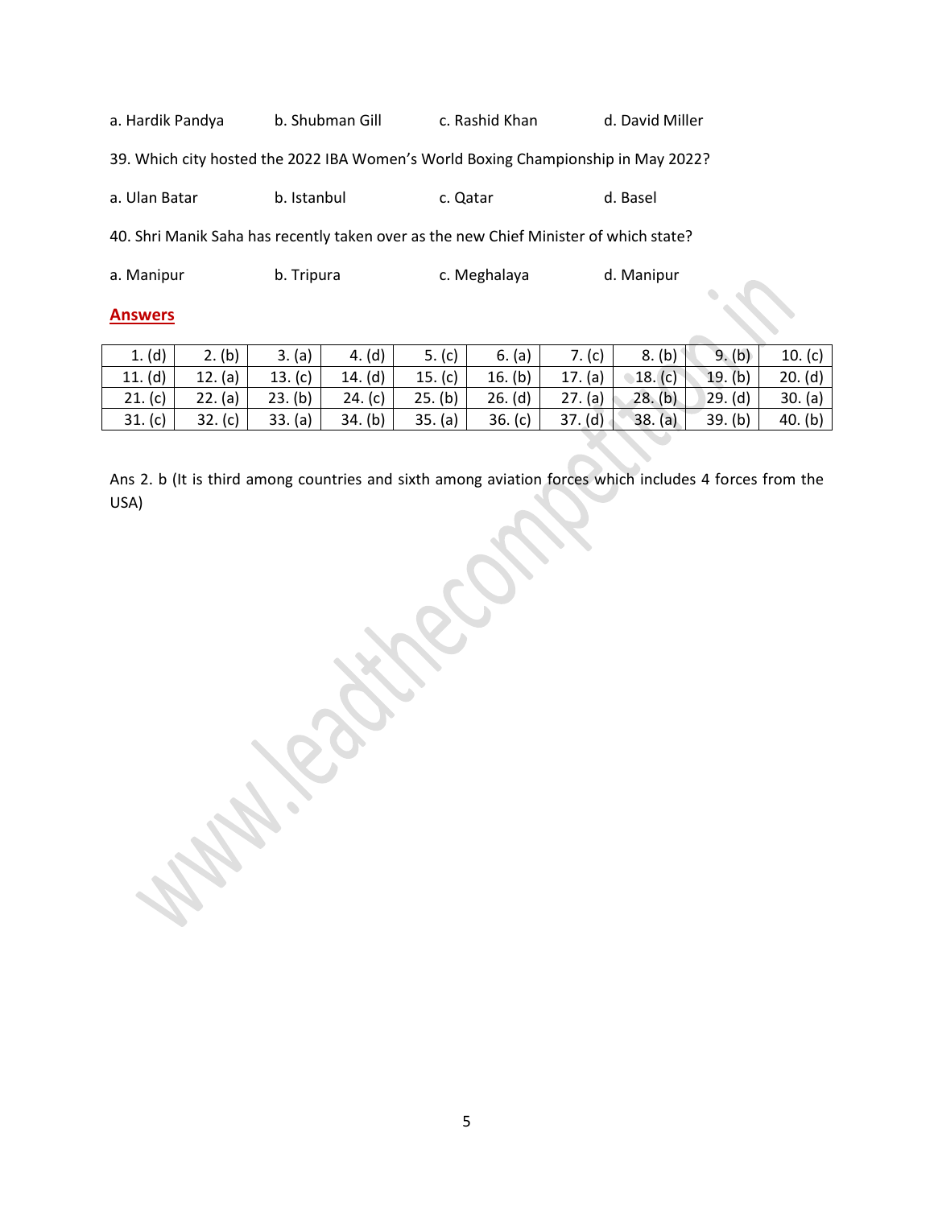a. Hardik Pandya b. Shubman Gill c. Rashid Khan d. David Miller

39. Which city hosted the 2022 IBA Women's World Boxing Championship in May 2022?

a. Ulan Batar b. Istanbul c. Qatar d. Basel

40. Shri Manik Saha has recently taken over as the new Chief Minister of which state?

a. Manipur b. Tripura c. Meghalaya d. Manipur

## Answers

| | | | | | | | | | |
|---|---|---|---|---|---|---|---|---|---|
| 1. (d) | 2. (b) | 3. (a) | 4. (d) | 5. (c) | 6. (a) | 7. (c) | 8. (b) | 9. (b) | 10. (c) |
| 11. (d) | 12. (a) | 13. (c) | 14. (d) | 15. (c) | 16. (b) | 17. (a) | 18. (c) | 19. (b) | 20. (d) |
| 21. (c) | 22. (a) | 23. (b) | 24. (c) | 25. (b) | 26. (d) | 27. (a) | 28. (b) | 29. (d) | 30. (a) |
| 31. (c) | 32. (c) | 33. (a) | 34. (b) | 35. (a) | 36. (c) | 37. (d) | 38. (a) | 39. (b) | 40. (b) |

Ans 2. b (It is third among countries and sixth among aviation forces which includes 4 forces from the USA)